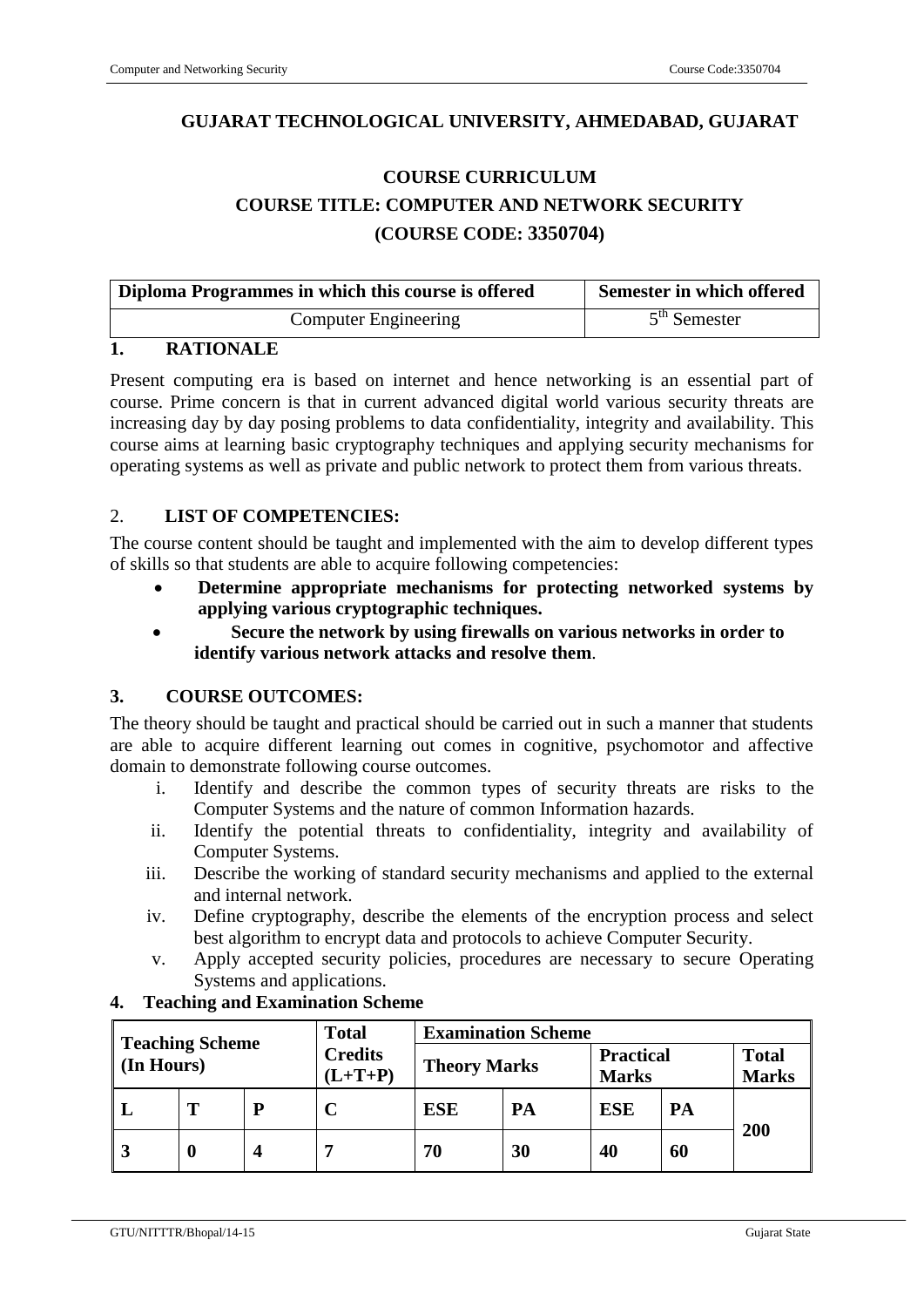**GUJARAT TECHNOLOGICAL UNIVERSITY, AHMEDABAD, GUJARAT**

**COURSE CURRICULUM**

**COURSE TITLE: COMPUTER AND NETWORK SECURITY**

**(COURSE CODE: 3350704)**

| Diploma Programmes in which this course is offered | Semester in which offered |
|---|---|
| Computer Engineering | 5th Semester |

## 1. RATIONALE

Present computing era is based on internet and hence networking is an essential part of course. Prime concern is that in current advanced digital world various security threats are increasing day by day posing problems to data confidentiality, integrity and availability. This course aims at learning basic cryptography techniques and applying security mechanisms for operating systems as well as private and public network to protect them from various threats.

## 2. LIST OF COMPETENCIES:

The course content should be taught and implemented with the aim to develop different types of skills so that students are able to acquire following competencies:

- **Determine appropriate mechanisms for protecting networked systems by applying various cryptographic techniques.**
- **Secure the network by using firewalls on various networks in order to identify various network attacks and resolve them**.

## 3. COURSE OUTCOMES:

The theory should be taught and practical should be carried out in such a manner that students are able to acquire different learning out comes in cognitive, psychomotor and affective domain to demonstrate following course outcomes.

i. Identify and describe the common types of security threats are risks to the Computer Systems and the nature of common Information hazards.
ii. Identify the potential threats to confidentiality, integrity and availability of Computer Systems.
iii. Describe the working of standard security mechanisms and applied to the external and internal network.
iv. Define cryptography, describe the elements of the encryption process and select best algorithm to encrypt data and protocols to achieve Computer Security.
v. Apply accepted security policies, procedures are necessary to secure Operating Systems and applications.

## 4. Teaching and Examination Scheme

| Teaching Scheme (In Hours) | | | Total Credits (L+T+P) | Examination Scheme | | | | |
|---|---|---|---|---|---|---|---|---|
| | | | | Theory Marks | | Practical Marks | | Total Marks |
| L | T | P | C | ESE | PA | ESE | PA | |
| 3 | 0 | 4 | 7 | 70 | 30 | 40 | 60 | 200 |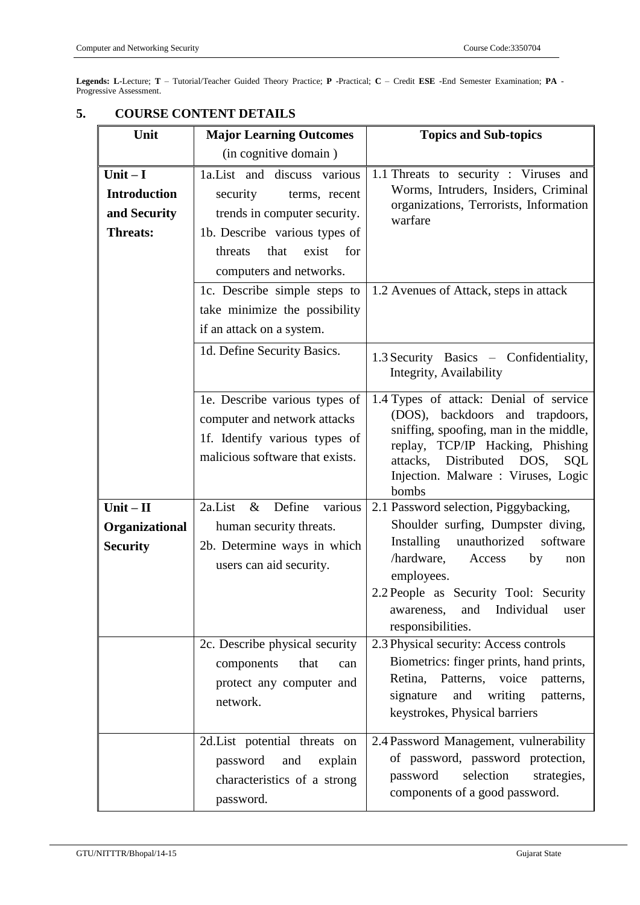**Legends: L**-Lecture; **T** – Tutorial/Teacher Guided Theory Practice; **P** -Practical; **C** – Credit **ESE** -End Semester Examination; **PA** - Progressive Assessment.

## 5. COURSE CONTENT DETAILS

| Unit | Major Learning Outcomes (in cognitive domain ) | Topics and Sub-topics |
|---|---|---|
| **Unit – I Introduction and Security Threats:** | 1a.List and discuss various security terms, recent trends in computer security.<br>1b. Describe various types of threats that exist for computers and networks. | 1.1 Threats to security : Viruses and Worms, Intruders, Insiders, Criminal organizations, Terrorists, Information warfare |
| | 1c. Describe simple steps to take minimize the possibility if an attack on a system. | 1.2 Avenues of Attack, steps in attack |
| | 1d. Define Security Basics. | 1.3 Security Basics – Confidentiality, Integrity, Availability |
| | 1e. Describe various types of computer and network attacks<br>1f. Identify various types of malicious software that exists. | 1.4 Types of attack: Denial of service (DOS), backdoors and trapdoors, sniffing, spoofing, man in the middle, replay, TCP/IP Hacking, Phishing attacks, Distributed DOS, SQL Injection. Malware : Viruses, Logic bombs |
| **Unit – II Organizational Security** | 2a.List & Define various human security threats.<br>2b. Determine ways in which users can aid security. | 2.1 Password selection, Piggybacking, Shoulder surfing, Dumpster diving, Installing unauthorized software /hardware, Access by non employees.<br>2.2 People as Security Tool: Security awareness, and Individual user responsibilities. |
| | 2c. Describe physical security components that can protect any computer and network. | 2.3 Physical security: Access controls Biometrics: finger prints, hand prints, Retina, Patterns, voice patterns, signature and writing patterns, keystrokes, Physical barriers |
| | 2d.List potential threats on password and explain characteristics of a strong password. | 2.4 Password Management, vulnerability of password, password protection, password selection strategies, components of a good password. |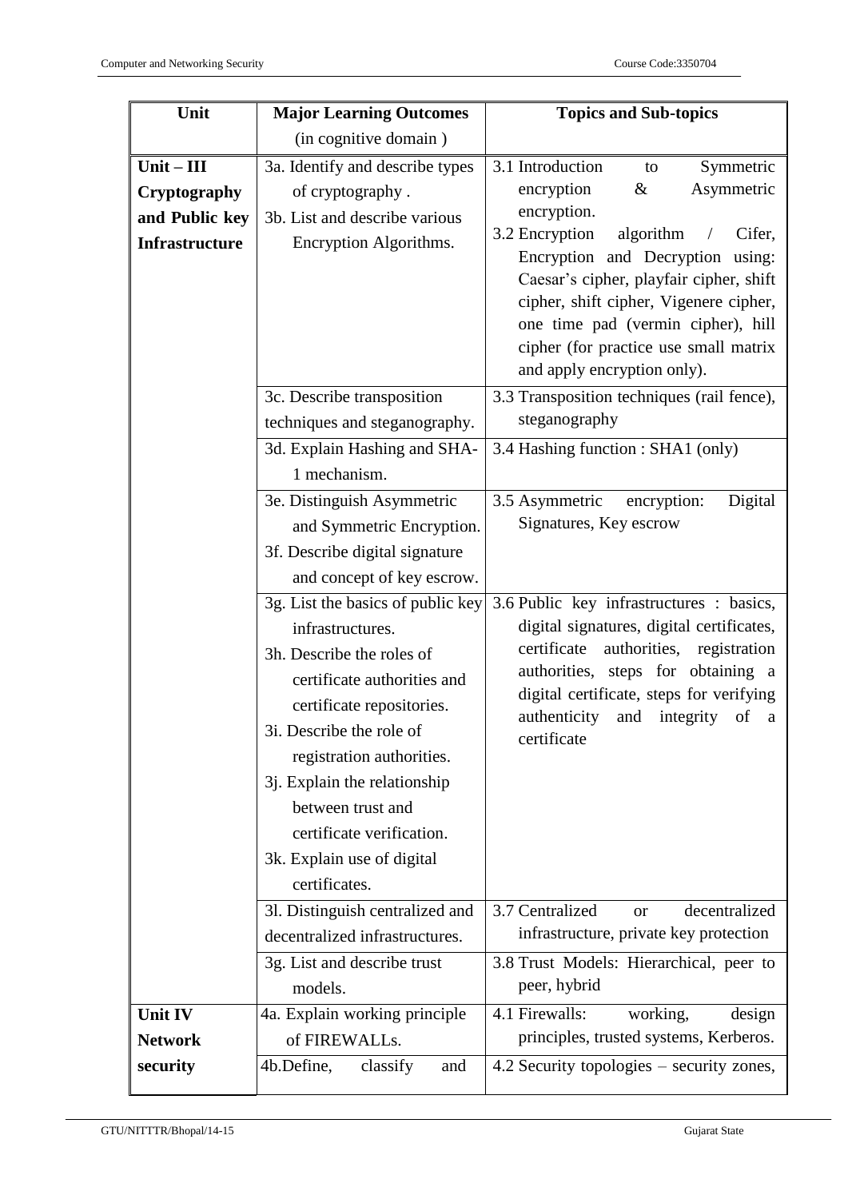| Unit | Major Learning Outcomes (in cognitive domain ) | Topics and Sub-topics |
|---|---|---|
| **Unit – III Cryptography and Public key Infrastructure** | 3a. Identify and describe types of cryptography .<br>3b. List and describe various Encryption Algorithms. | 3.1 Introduction to Symmetric encryption & Asymmetric encryption.<br>3.2 Encryption algorithm / Cifer, Encryption and Decryption using: Caesar's cipher, playfair cipher, shift cipher, shift cipher, Vigenere cipher, one time pad (vermin cipher), hill cipher (for practice use small matrix and apply encryption only). |
| | 3c. Describe transposition techniques and steganography. | 3.3 Transposition techniques (rail fence), steganography |
| | 3d. Explain Hashing and SHA-1 mechanism. | 3.4 Hashing function : SHA1 (only) |
| | 3e. Distinguish Asymmetric and Symmetric Encryption.<br>3f. Describe digital signature and concept of key escrow. | 3.5 Asymmetric encryption: Digital Signatures, Key escrow |
| | 3g. List the basics of public key infrastructures.<br>3h. Describe the roles of certificate authorities and certificate repositories.<br>3i. Describe the role of registration authorities.<br>3j. Explain the relationship between trust and certificate verification.<br>3k. Explain use of digital certificates. | 3.6 Public key infrastructures : basics, digital signatures, digital certificates, certificate authorities, registration authorities, steps for obtaining a digital certificate, steps for verifying authenticity and integrity of a certificate |
| | 3l. Distinguish centralized and decentralized infrastructures. | 3.7 Centralized or decentralized infrastructure, private key protection |
| | 3g. List and describe trust models. | 3.8 Trust Models: Hierarchical, peer to peer, hybrid |
| **Unit IV Network security** | 4a. Explain working principle of FIREWALLs. | 4.1 Firewalls: working, design principles, trusted systems, Kerberos. |
| | 4b.Define, classify and | 4.2 Security topologies – security zones, |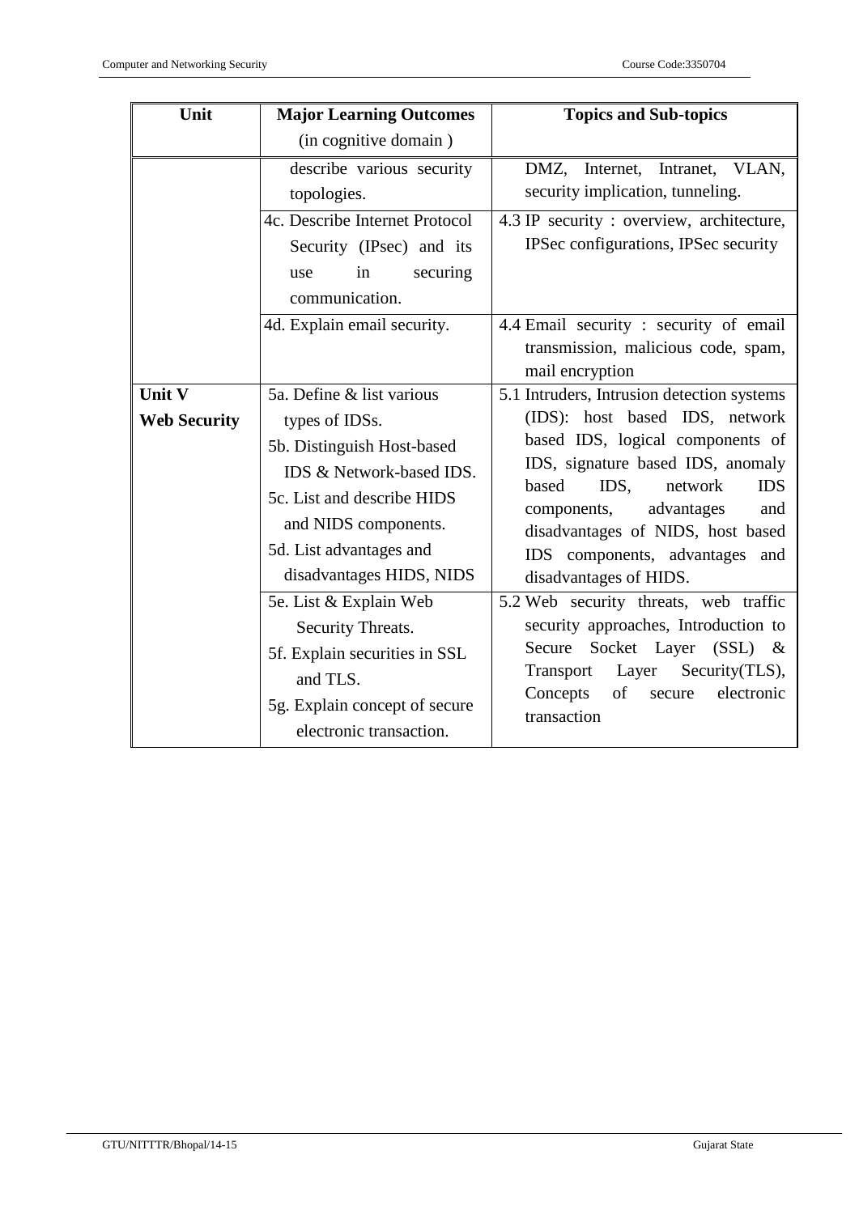| Unit | Major Learning Outcomes (in cognitive domain ) | Topics and Sub-topics |
|---|---|---|
| | describe various security topologies. | DMZ, Internet, Intranet, VLAN, security implication, tunneling. |
| | 4c. Describe Internet Protocol Security (IPsec) and its use in securing communication. | 4.3 IP security : overview, architecture, IPSec configurations, IPSec security |
| | 4d. Explain email security. | 4.4 Email security : security of email transmission, malicious code, spam, mail encryption |
| **Unit V** **Web Security** | 5a. Define & list various types of IDSs. 5b. Distinguish Host-based IDS & Network-based IDS. 5c. List and describe HIDS and NIDS components. 5d. List advantages and disadvantages HIDS, NIDS | 5.1 Intruders, Intrusion detection systems (IDS): host based IDS, network based IDS, logical components of IDS, signature based IDS, anomaly based IDS, network IDS components, advantages and disadvantages of NIDS, host based IDS components, advantages and disadvantages of HIDS. |
| | 5e. List & Explain Web Security Threats. 5f. Explain securities in SSL and TLS. 5g. Explain concept of secure electronic transaction. | 5.2 Web security threats, web traffic security approaches, Introduction to Secure Socket Layer (SSL) & Transport Layer Security(TLS), Concepts of secure electronic transaction |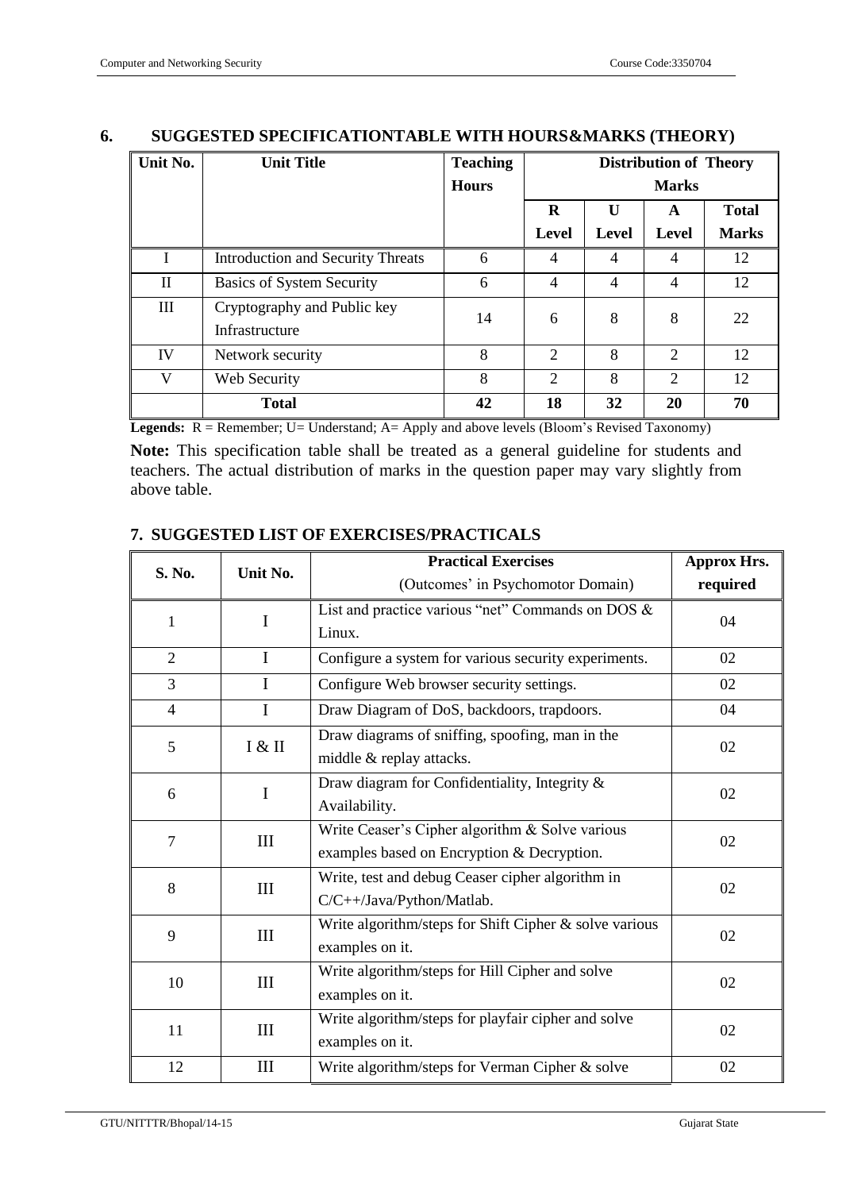## 6. SUGGESTED SPECIFICATIONTABLE WITH HOURS&MARKS (THEORY)

| Unit No. | Unit Title | Teaching Hours | Distribution of Theory Marks | | | |
|---|---|---|---|---|---|---|
| | | | R Level | U Level | A Level | Total Marks |
| I | Introduction and Security Threats | 6 | 4 | 4 | 4 | 12 |
| II | Basics of System Security | 6 | 4 | 4 | 4 | 12 |
| III | Cryptography and Public key Infrastructure | 14 | 6 | 8 | 8 | 22 |
| IV | Network security | 8 | 2 | 8 | 2 | 12 |
| V | Web Security | 8 | 2 | 8 | 2 | 12 |
| | **Total** | **42** | **18** | **32** | **20** | **70** |

**Legends:** R = Remember; U= Understand; A= Apply and above levels (Bloom's Revised Taxonomy)

**Note:** This specification table shall be treated as a general guideline for students and teachers. The actual distribution of marks in the question paper may vary slightly from above table.

## 7. SUGGESTED LIST OF EXERCISES/PRACTICALS

| S. No. | Unit No. | Practical Exercises (Outcomes' in Psychomotor Domain) | Approx Hrs. required |
|---|---|---|---|
| 1 | I | List and practice various "net" Commands on DOS & Linux. | 04 |
| 2 | I | Configure a system for various security experiments. | 02 |
| 3 | I | Configure Web browser security settings. | 02 |
| 4 | I | Draw Diagram of DoS, backdoors, trapdoors. | 04 |
| 5 | I & II | Draw diagrams of sniffing, spoofing, man in the middle & replay attacks. | 02 |
| 6 | I | Draw diagram for Confidentiality, Integrity & Availability. | 02 |
| 7 | III | Write Ceaser's Cipher algorithm & Solve various examples based on Encryption & Decryption. | 02 |
| 8 | III | Write, test and debug Ceaser cipher algorithm in C/C++/Java/Python/Matlab. | 02 |
| 9 | III | Write algorithm/steps for Shift Cipher & solve various examples on it. | 02 |
| 10 | III | Write algorithm/steps for Hill Cipher and solve examples on it. | 02 |
| 11 | III | Write algorithm/steps for playfair cipher and solve examples on it. | 02 |
| 12 | III | Write algorithm/steps for Verman Cipher & solve | 02 |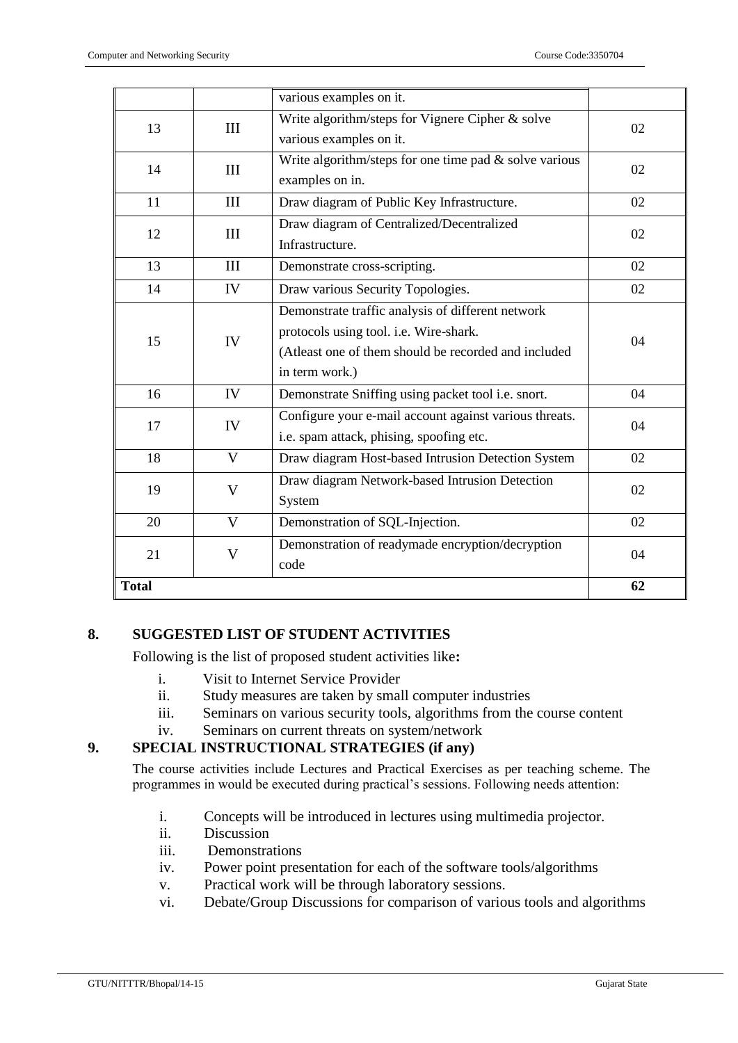| | | | |
|---|---|---|---|
| | | various examples on it. | |
| 13 | III | Write algorithm/steps for Vignere Cipher & solve various examples on it. | 02 |
| 14 | III | Write algorithm/steps for one time pad & solve various examples on in. | 02 |
| 11 | III | Draw diagram of Public Key Infrastructure. | 02 |
| 12 | III | Draw diagram of Centralized/Decentralized Infrastructure. | 02 |
| 13 | III | Demonstrate cross-scripting. | 02 |
| 14 | IV | Draw various Security Topologies. | 02 |
| 15 | IV | Demonstrate traffic analysis of different network protocols using tool. i.e. Wire-shark. (Atleast one of them should be recorded and included in term work.) | 04 |
| 16 | IV | Demonstrate Sniffing using packet tool i.e. snort. | 04 |
| 17 | IV | Configure your e-mail account against various threats. i.e. spam attack, phising, spoofing etc. | 04 |
| 18 | V | Draw diagram Host-based Intrusion Detection System | 02 |
| 19 | V | Draw diagram Network-based Intrusion Detection System | 02 |
| 20 | V | Demonstration of SQL-Injection. | 02 |
| 21 | V | Demonstration of readymade encryption/decryption code | 04 |
| **Total** | | | **62** |

## 8. SUGGESTED LIST OF STUDENT ACTIVITIES

Following is the list of proposed student activities like**:**

i. Visit to Internet Service Provider
ii. Study measures are taken by small computer industries
iii. Seminars on various security tools, algorithms from the course content
iv. Seminars on current threats on system/network

## 9. SPECIAL INSTRUCTIONAL STRATEGIES (if any)

The course activities include Lectures and Practical Exercises as per teaching scheme. The programmes in would be executed during practical's sessions. Following needs attention:

i. Concepts will be introduced in lectures using multimedia projector.
ii. Discussion
iii. Demonstrations
iv. Power point presentation for each of the software tools/algorithms
v. Practical work will be through laboratory sessions.
vi. Debate/Group Discussions for comparison of various tools and algorithms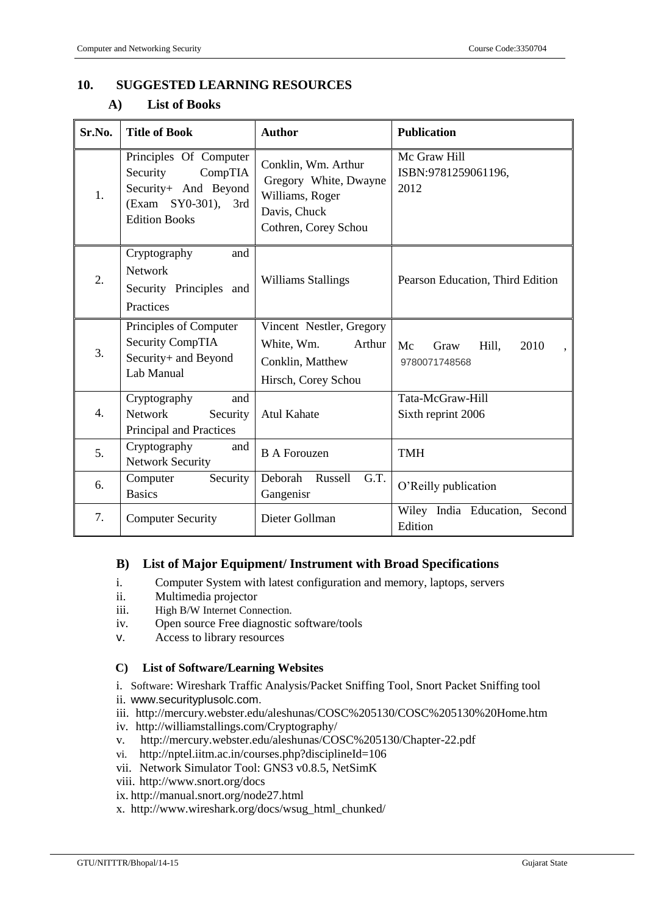## 10. SUGGESTED LEARNING RESOURCES

### A) List of Books

| Sr.No. | Title of Book | Author | Publication |
|---|---|---|---|
| 1. | Principles Of Computer Security CompTIA Security+ And Beyond (Exam SY0-301), 3rd Edition Books | Conklin, Wm. Arthur Gregory White, Dwayne Williams, Roger Davis, Chuck Cothren, Corey Schou | Mc Graw Hill ISBN:9781259061196, 2012 |
| 2. | Cryptography and Network Security Principles and Practices | Williams Stallings | Pearson Education, Third Edition |
| 3. | Principles of Computer Security CompTIA Security+ and Beyond Lab Manual | Vincent Nestler, Gregory White, Wm. Arthur Conklin, Matthew Hirsch, Corey Schou | Mc Graw Hill, 2010 , 9780071748568 |
| 4. | Cryptography and Network Security Principal and Practices | Atul Kahate | Tata-McGraw-Hill Sixth reprint 2006 |
| 5. | Cryptography and Network Security | B A Forouzen | TMH |
| 6. | Computer Security Basics | Deborah Russell G.T. Gangenisr | O'Reilly publication |
| 7. | Computer Security | Dieter Gollman | Wiley India Education, Second Edition |

### B) List of Major Equipment/ Instrument with Broad Specifications

i. Computer System with latest configuration and memory, laptops, servers
ii. Multimedia projector
iii. High B/W Internet Connection.
iv. Open source Free diagnostic software/tools
v. Access to library resources

### C) List of Software/Learning Websites

i. Software: Wireshark Traffic Analysis/Packet Sniffing Tool, Snort Packet Sniffing tool
ii. www.securityplusolc.com.
iii. http://mercury.webster.edu/aleshunas/COSC%205130/COSC%205130%20Home.htm
iv. http://williamstallings.com/Cryptography/
v. http://mercury.webster.edu/aleshunas/COSC%205130/Chapter-22.pdf
vi. http://nptel.iitm.ac.in/courses.php?disciplineId=106
vii. Network Simulator Tool: GNS3 v0.8.5, NetSimK
viii. http://www.snort.org/docs
ix. http://manual.snort.org/node27.html
x. http://www.wireshark.org/docs/wsug_html_chunked/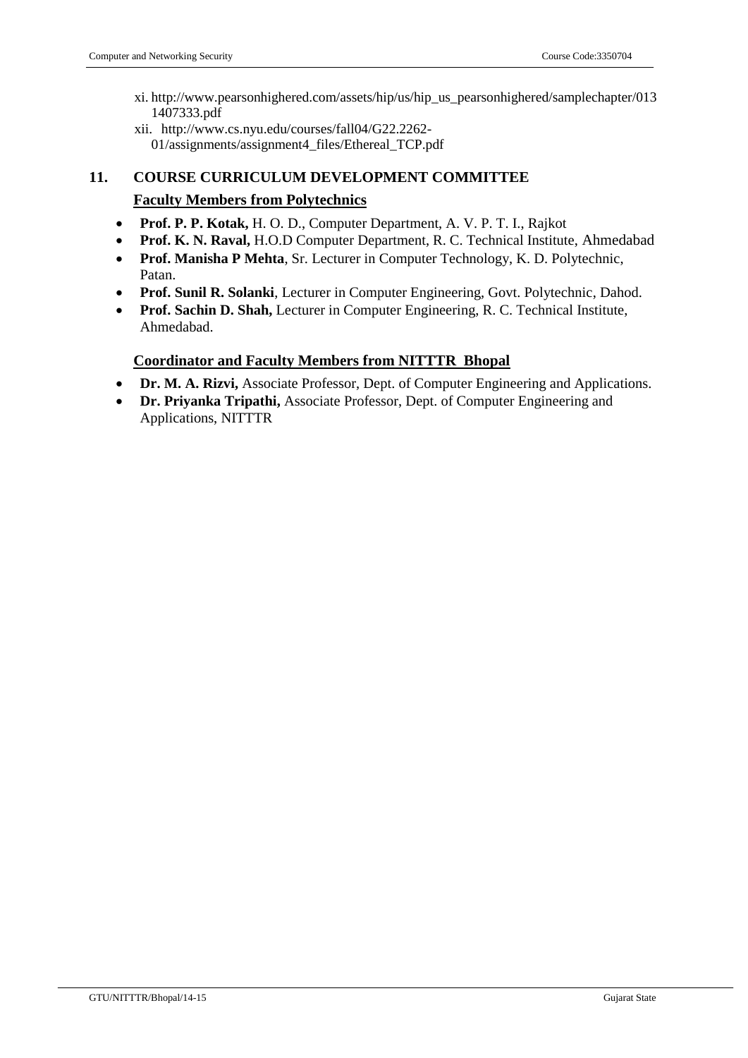xi. http://www.pearsonhighered.com/assets/hip/us/hip_us_pearsonhighered/samplechapter/0131407333.pdf

xii. http://www.cs.nyu.edu/courses/fall04/G22.2262-01/assignments/assignment4_files/Ethereal_TCP.pdf

## 11. COURSE CURRICULUM DEVELOPMENT COMMITTEE

### Faculty Members from Polytechnics

- **Prof. P. P. Kotak,** H. O. D., Computer Department, A. V. P. T. I., Rajkot
- **Prof. K. N. Raval,** H.O.D Computer Department, R. C. Technical Institute, Ahmedabad
- **Prof. Manisha P Mehta**, Sr. Lecturer in Computer Technology, K. D. Polytechnic, Patan.
- **Prof. Sunil R. Solanki**, Lecturer in Computer Engineering, Govt. Polytechnic, Dahod.
- **Prof. Sachin D. Shah,** Lecturer in Computer Engineering, R. C. Technical Institute, Ahmedabad.

### Coordinator and Faculty Members from NITTTR Bhopal

- **Dr. M. A. Rizvi,** Associate Professor, Dept. of Computer Engineering and Applications.
- **Dr. Priyanka Tripathi,** Associate Professor, Dept. of Computer Engineering and Applications, NITTTR